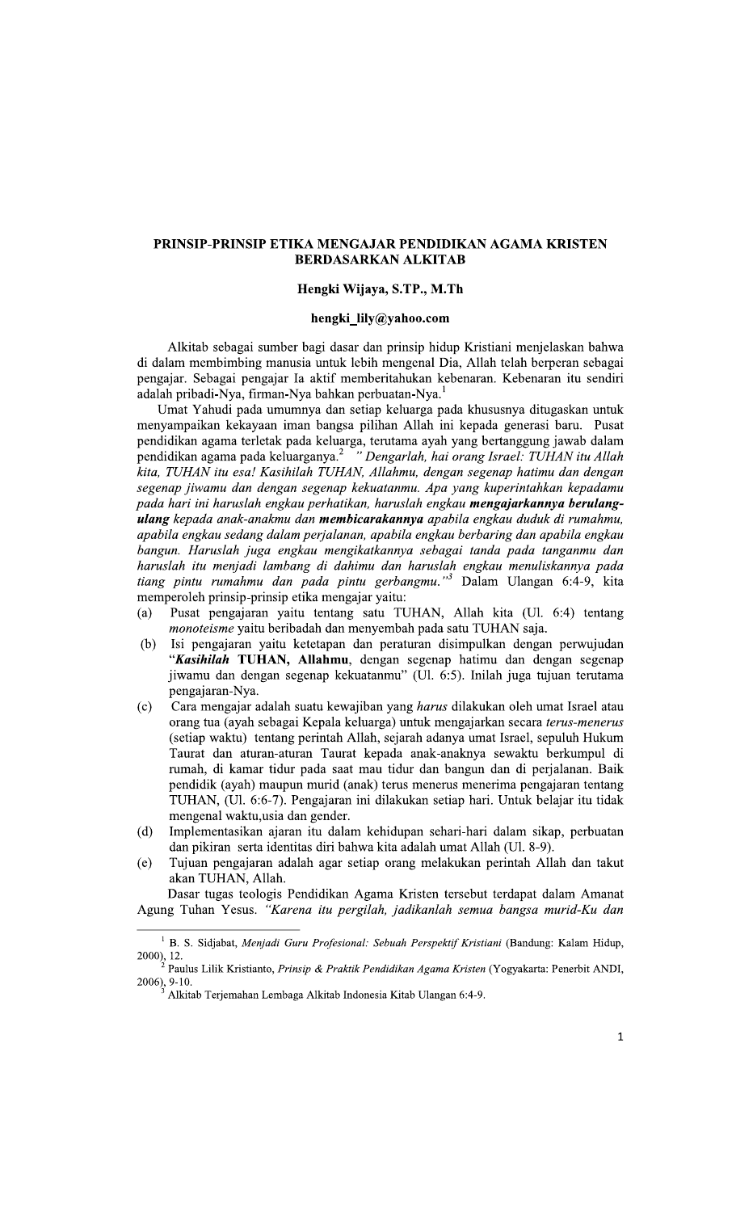# PRINSIP-PRINSIP ETIKA MENGAJAR PENDIDIKAN AGAMA KRISTEN BERDASARKAN ALKITAB

**Hengki Wijaya, S.TP., M.Th**

**hengki_lily@yahoo.com**

Alkitab sebagai sumber bagi dasar dan prinsip hidup Kristiani menjelaskan bahwa di dalam membimbing manusia untuk lebih mengenal Dia, Allah telah berperan sebagai pengajar. Sebagai pengajar Ia aktif memberitahukan kebenaran. Kebenaran itu sendiri adalah pribadi-Nya, firman-Nya bahkan perbuatan-Nya.[1]

Umat Yahudi pada umumnya dan setiap keluarga pada khususnya ditugaskan untuk menyampaikan kekayaan iman bangsa pilihan Allah ini kepada generasi baru. Pusat pendidikan agama terletak pada keluarga, terutama ayah yang bertanggung jawab dalam pendidikan agama pada keluarganya.[2] *" Dengarlah, hai orang Israel: TUHAN itu Allah kita, TUHAN itu esa! Kasihilah TUHAN, Allahmu, dengan segenap hatimu dan dengan segenap jiwamu dan dengan segenap kekuatanmu. Apa yang kuperintahkan kepadamu pada hari ini haruslah engkau perhatikan, haruslah engkau* ***mengajarkannya berulang-ulang*** *kepada anak-anakmu dan* ***membicarakannya*** *apabila engkau duduk di rumahmu, apabila engkau sedang dalam perjalanan, apabila engkau berbaring dan apabila engkau bangun. Haruslah juga engkau mengikatkannya sebagai tanda pada tanganmu dan haruslah itu menjadi lambang di dahimu dan haruslah engkau menuliskannya pada tiang pintu rumahmu dan pada pintu gerbangmu."*[3] Dalam Ulangan 6:4-9, kita memperoleh prinsip-prinsip etika mengajar yaitu:

(a) Pusat pengajaran yaitu tentang satu TUHAN, Allah kita (Ul. 6:4) tentang *monoteisme* yaitu beribadah dan menyembah pada satu TUHAN saja.

(b) Isi pengajaran yaitu ketetapan dan peraturan disimpulkan dengan perwujudan "***Kasihilah*** **TUHAN, Allahmu**, dengan segenap hatimu dan dengan segenap jiwamu dan dengan segenap kekuatanmu" (Ul. 6:5). Inilah juga tujuan terutama pengajaran-Nya.

(c) Cara mengajar adalah suatu kewajiban yang *harus* dilakukan oleh umat Israel atau orang tua (ayah sebagai Kepala keluarga) untuk mengajarkan secara *terus-menerus* (setiap waktu) tentang perintah Allah, sejarah adanya umat Israel, sepuluh Hukum Taurat dan aturan-aturan Taurat kepada anak-anaknya sewaktu berkumpul di rumah, di kamar tidur pada saat mau tidur dan bangun dan di perjalanan. Baik pendidik (ayah) maupun murid (anak) terus menerus menerima pengajaran tentang TUHAN, (Ul. 6:6-7). Pengajaran ini dilakukan setiap hari. Untuk belajar itu tidak mengenal waktu,usia dan gender.

(d) Implementasikan ajaran itu dalam kehidupan sehari-hari dalam sikap, perbuatan dan pikiran serta identitas diri bahwa kita adalah umat Allah (Ul. 8-9).

(e) Tujuan pengajaran adalah agar setiap orang melakukan perintah Allah dan takut akan TUHAN, Allah.

Dasar tugas teologis Pendidikan Agama Kristen tersebut terdapat dalam Amanat Agung Tuhan Yesus. *"Karena itu pergilah, jadikanlah semua bangsa murid-Ku dan*

---

[1] B. S. Sidjabat, *Menjadi Guru Profesional: Sebuah Perspektif Kristiani* (Bandung: Kalam Hidup, 2000), 12.

[2] Paulus Lilik Kristianto, *Prinsip & Praktik Pendidikan Agama Kristen* (Yogyakarta: Penerbit ANDI, 2006), 9-10.

[3] Alkitab Terjemahan Lembaga Alkitab Indonesia Kitab Ulangan 6:4-9.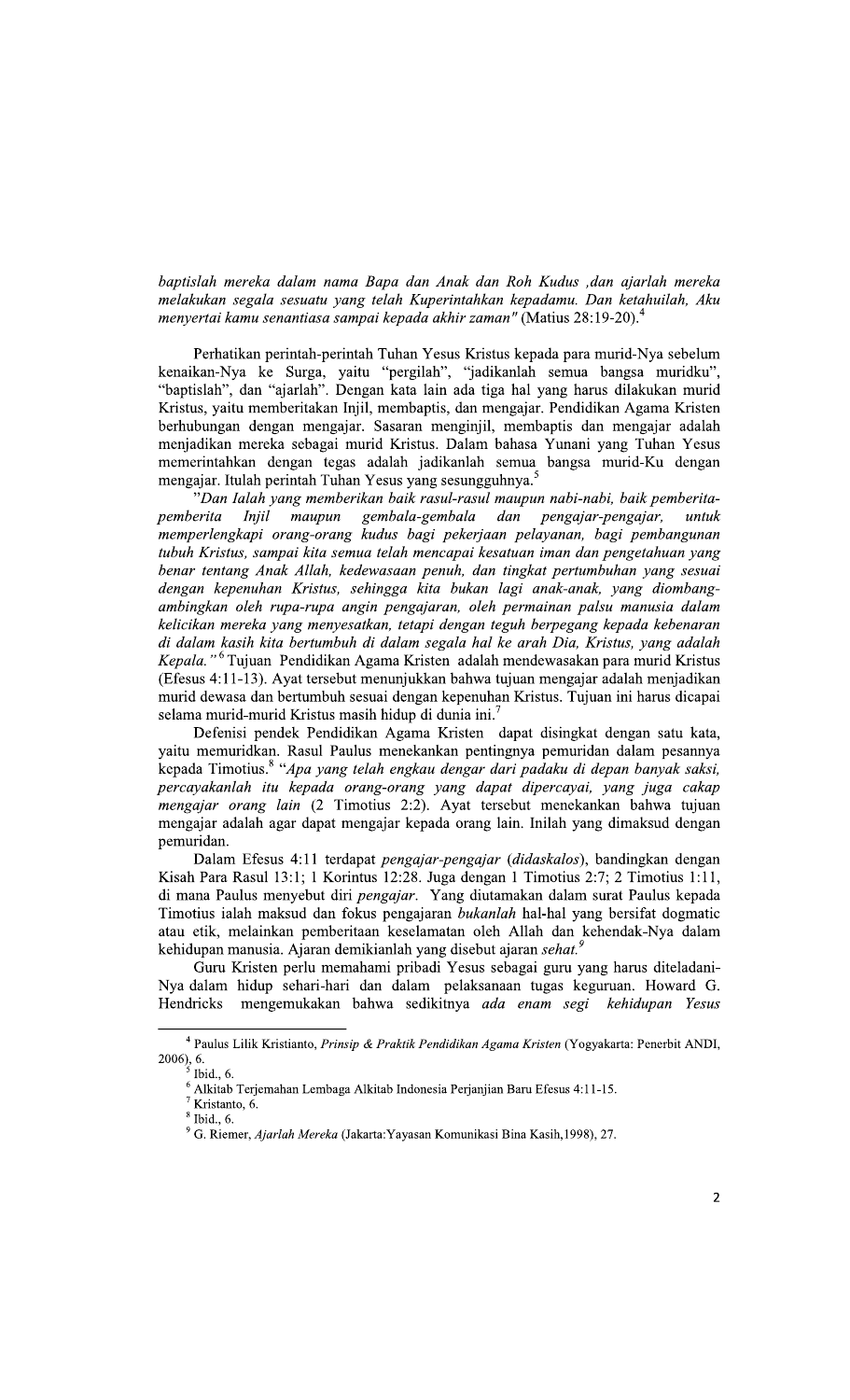*baptislah mereka dalam nama Bapa dan Anak dan Roh Kudus ,dan ajarlah mereka melakukan segala sesuatu yang telah Kuperintahkan kepadamu. Dan ketahuilah, Aku menyertai kamu senantiasa sampai kepada akhir zaman"* (Matius 28:19-20).[4]

Perhatikan perintah-perintah Tuhan Yesus Kristus kepada para murid-Nya sebelum kenaikan-Nya ke Surga, yaitu "pergilah", "jadikanlah semua bangsa muridku", "baptislah", dan "ajarlah". Dengan kata lain ada tiga hal yang harus dilakukan murid Kristus, yaitu memberitakan Injil, membaptis, dan mengajar. Pendidikan Agama Kristen berhubungan dengan mengajar. Sasaran menginjil, membaptis dan mengajar adalah menjadikan mereka sebagai murid Kristus. Dalam bahasa Yunani yang Tuhan Yesus memerintahkan dengan tegas adalah jadikanlah semua bangsa murid-Ku dengan mengajar. Itulah perintah Tuhan Yesus yang sesungguhnya.[5]

*"Dan Ialah yang memberikan baik rasul-rasul maupun nabi-nabi, baik pemberita-pemberita Injil maupun gembala-gembala dan pengajar-pengajar, untuk memperlengkapi orang-orang kudus bagi pekerjaan pelayanan, bagi pembangunan tubuh Kristus, sampai kita semua telah mencapai kesatuan iman dan pengetahuan yang benar tentang Anak Allah, kedewasaan penuh, dan tingkat pertumbuhan yang sesuai dengan kepenuhan Kristus, sehingga kita bukan lagi anak-anak, yang diombang-ambingkan oleh rupa-rupa angin pengajaran, oleh permainan palsu manusia dalam kelicikan mereka yang menyesatkan, tetapi dengan teguh berpegang kepada kebenaran di dalam kasih kita bertumbuh di dalam segala hal ke arah Dia, Kristus, yang adalah Kepala."*[6] Tujuan Pendidikan Agama Kristen adalah mendewasakan para murid Kristus (Efesus 4:11-13). Ayat tersebut menunjukkan bahwa tujuan mengajar adalah menjadikan murid dewasa dan bertumbuh sesuai dengan kepenuhan Kristus. Tujuan ini harus dicapai selama murid-murid Kristus masih hidup di dunia ini.[7]

Defenisi pendek Pendidikan Agama Kristen dapat disingkat dengan satu kata, yaitu memuridkan. Rasul Paulus menekankan pentingnya pemuridan dalam pesannya kepada Timotius.[8] *"Apa yang telah engkau dengar dari padaku di depan banyak saksi, percayakanlah itu kepada orang-orang yang dapat dipercayai, yang juga cakap mengajar orang lain* (2 Timotius 2:2). Ayat tersebut menekankan bahwa tujuan mengajar adalah agar dapat mengajar kepada orang lain. Inilah yang dimaksud dengan pemuridan.

Dalam Efesus 4:11 terdapat *pengajar-pengajar* (*didaskalos*), bandingkan dengan Kisah Para Rasul 13:1; 1 Korintus 12:28. Juga dengan 1 Timotius 2:7; 2 Timotius 1:11, di mana Paulus menyebut diri *pengajar*. Yang diutamakan dalam surat Paulus kepada Timotius ialah maksud dan fokus pengajaran *bukanlah* hal-hal yang bersifat dogmatic atau etik, melainkan pemberitaan keselamatan oleh Allah dan kehendak-Nya dalam kehidupan manusia. Ajaran demikianlah yang disebut ajaran *sehat.*[9]

Guru Kristen perlu memahami pribadi Yesus sebagai guru yang harus diteladani-Nya dalam hidup sehari-hari dan dalam pelaksanaan tugas keguruan. Howard G. Hendricks mengemukakan bahwa sedikitnya *ada enam segi kehidupan Yesus*

---

[4] Paulus Lilik Kristianto, *Prinsip & Praktik Pendidikan Agama Kristen* (Yogyakarta: Penerbit ANDI, 2006), 6.

[5] Ibid., 6.

[6] Alkitab Terjemahan Lembaga Alkitab Indonesia Perjanjian Baru Efesus 4:11-15.

[7] Kristanto, 6.

[8] Ibid., 6.

[9] G. Riemer, *Ajarlah Mereka* (Jakarta:Yayasan Komunikasi Bina Kasih,1998), 27.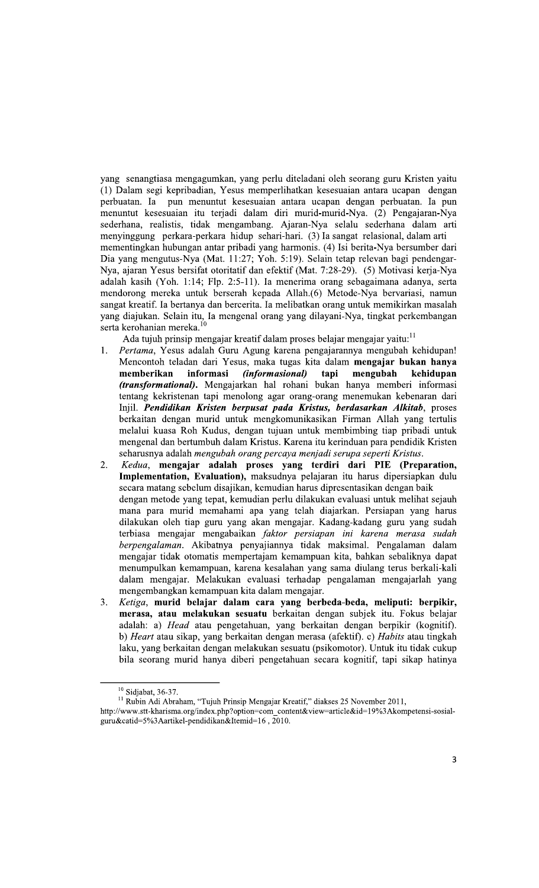yang senangtiasa mengagumkan, yang perlu diteladani oleh seorang guru Kristen yaitu (1) Dalam segi kepribadian, Yesus memperlihatkan kesesuaian antara ucapan dengan perbuatan. Ia pun menuntut kesesuaian antara ucapan dengan perbuatan. Ia pun menuntut kesesuaian itu terjadi dalam diri murid-murid-Nya. (2) Pengajaran-Nya sederhana, realistis, tidak mengambang. Ajaran-Nya selalu sederhana dalam arti menyinggung perkara-perkara hidup sehari-hari. (3) Ia sangat relasional, dalam arti mementingkan hubungan antar pribadi yang harmonis. (4) Isi berita-Nya bersumber dari Dia yang mengutus-Nya (Mat. 11:27; Yoh. 5:19). Selain tetap relevan bagi pendengar-Nya, ajaran Yesus bersifat otoritatif dan efektif (Mat. 7:28-29). (5) Motivasi kerja-Nya adalah kasih (Yoh. 1:14; Flp. 2:5-11). Ia menerima orang sebagaimana adanya, serta mendorong mereka untuk berserah kepada Allah.(6) Metode-Nya bervariasi, namun sangat kreatif. Ia bertanya dan bercerita. Ia melibatkan orang untuk memikirkan masalah yang diajukan. Selain itu, Ia mengenal orang yang dilayani-Nya, tingkat perkembangan serta kerohanian mereka.[10]

Ada tujuh prinsip mengajar kreatif dalam proses belajar mengajar yaitu:[11]

1. *Pertama*, Yesus adalah Guru Agung karena pengajarannya mengubah kehidupan! Mencontoh teladan dari Yesus, maka tugas kita dalam **mengajar bukan hanya memberikan informasi *(informasional)* tapi mengubah kehidupan *(transformational)***. Mengajarkan hal rohani bukan hanya memberi informasi tentang kekristenan tapi menolong agar orang-orang menemukan kebenaran dari Injil. ***Pendidikan Kristen berpusat pada Kristus, berdasarkan Alkitab***, proses berkaitan dengan murid untuk mengkomunikasikan Firman Allah yang tertulis melalui kuasa Roh Kudus, dengan tujuan untuk membimbing tiap pribadi untuk mengenal dan bertumbuh dalam Kristus. Karena itu kerinduan para pendidik Kristen seharusnya adalah *mengubah orang percaya menjadi serupa seperti Kristus*.
2. *Kedua*, **mengajar adalah proses yang terdiri dari PIE (Preparation, Implementation, Evaluation),** maksudnya pelajaran itu harus dipersiapkan dulu secara matang sebelum disajikan, kemudian harus dipresentasikan dengan baik dengan metode yang tepat, kemudian perlu dilakukan evaluasi untuk melihat sejauh mana para murid memahami apa yang telah diajarkan. Persiapan yang harus dilakukan oleh tiap guru yang akan mengajar. Kadang-kadang guru yang sudah terbiasa mengajar mengabaikan *faktor persiapan ini karena merasa sudah berpengalaman*. Akibatnya penyajiannya tidak maksimal. Pengalaman dalam mengajar tidak otomatis mempertajam kemampuan kita, bahkan sebaliknya dapat menumpulkan kemampuan, karena kesalahan yang sama diulang terus berkali-kali dalam mengajar. Melakukan evaluasi terhadap pengalaman mengajarlah yang mengembangkan kemampuan kita dalam mengajar.
3. *Ketiga*, **murid belajar dalam cara yang berbeda-beda, meliputi: berpikir, merasa, atau melakukan sesuatu** berkaitan dengan subjek itu. Fokus belajar adalah: a) *Head* atau pengetahuan, yang berkaitan dengan berpikir (kognitif). b) *Heart* atau sikap, yang berkaitan dengan merasa (afektif). c) *Habits* atau tingkah laku, yang berkaitan dengan melakukan sesuatu (psikomotor). Untuk itu tidak cukup bila seorang murid hanya diberi pengetahuan secara kognitif, tapi sikap hatinya

---

[10] Sidjabat, 36-37.

[11] Rubin Adi Abraham, "Tujuh Prinsip Mengajar Kreatif," diakses 25 November 2011, http://www.stt-kharisma.org/index.php?option=com_content&view=article&id=19%3Akompetensi-sosial-guru&catid=5%3Aartikel-pendidikan&Itemid=16 , 2010.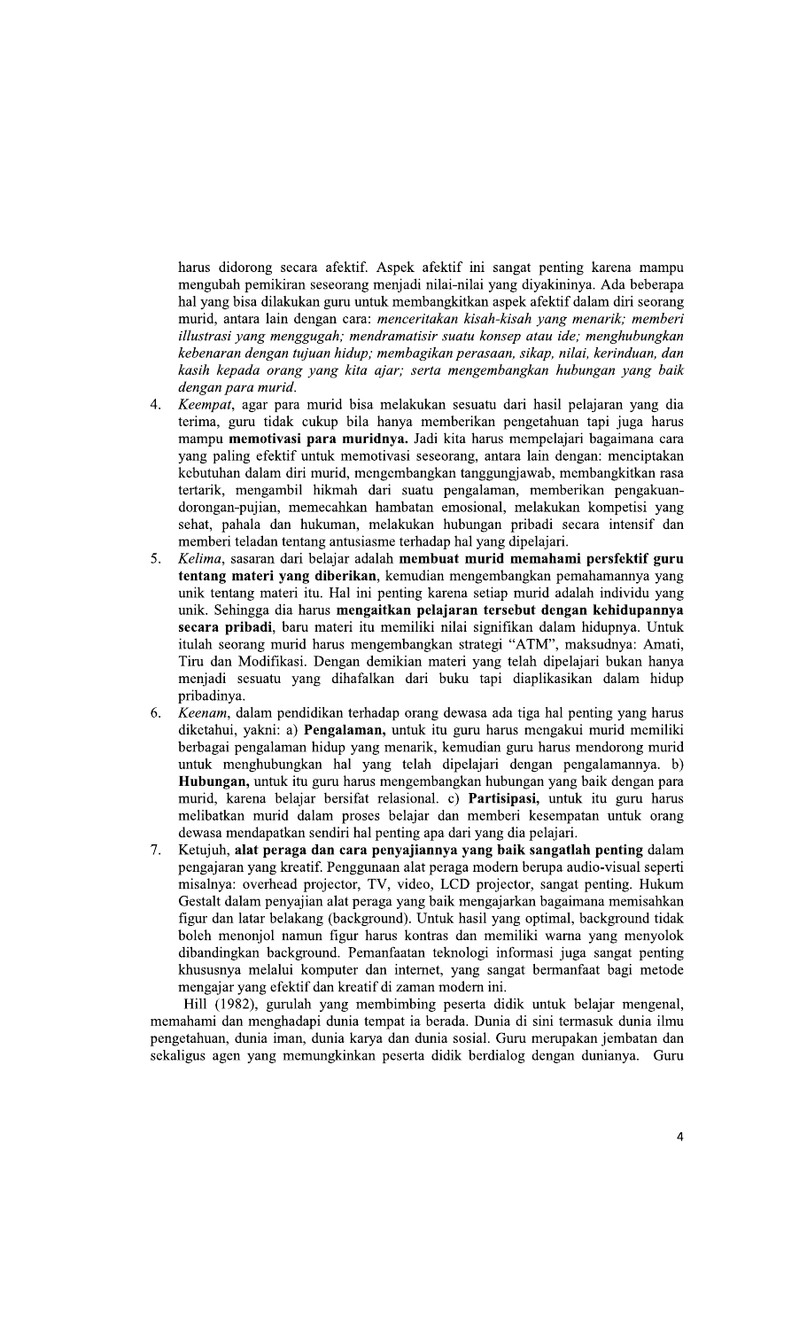harus didorong secara afektif. Aspek afektif ini sangat penting karena mampu mengubah pemikiran seseorang menjadi nilai-nilai yang diyakininya. Ada beberapa hal yang bisa dilakukan guru untuk membangkitkan aspek afektif dalam diri seorang murid, antara lain dengan cara: *menceritakan kisah-kisah yang menarik; memberi illustrasi yang menggugah; mendramatisir suatu konsep atau ide; menghubungkan kebenaran dengan tujuan hidup; membagikan perasaan, sikap, nilai, kerinduan, dan kasih kepada orang yang kita ajar; serta mengembangkan hubungan yang baik dengan para murid.*

4. *Keempat*, agar para murid bisa melakukan sesuatu dari hasil pelajaran yang dia terima, guru tidak cukup bila hanya memberikan pengetahuan tapi juga harus mampu **memotivasi para muridnya.** Jadi kita harus mempelajari bagaimana cara yang paling efektif untuk memotivasi seseorang, antara lain dengan: menciptakan kebutuhan dalam diri murid, mengembangkan tanggungjawab, membangkitkan rasa tertarik, mengambil hikmah dari suatu pengalaman, memberikan pengakuan-dorongan-pujian, memecahkan hambatan emosional, melakukan kompetisi yang sehat, pahala dan hukuman, melakukan hubungan pribadi secara intensif dan memberi teladan tentang antusiasme terhadap hal yang dipelajari.
5. *Kelima*, sasaran dari belajar adalah **membuat murid memahami persfektif guru tentang materi yang diberikan**, kemudian mengembangkan pemahamannya yang unik tentang materi itu. Hal ini penting karena setiap murid adalah individu yang unik. Sehingga dia harus **mengaitkan pelajaran tersebut dengan kehidupannya secara pribadi**, baru materi itu memiliki nilai signifikan dalam hidupnya. Untuk itulah seorang murid harus mengembangkan strategi "ATM", maksudnya: Amati, Tiru dan Modifikasi. Dengan demikian materi yang telah dipelajari bukan hanya menjadi sesuatu yang dihafalkan dari buku tapi diaplikasikan dalam hidup pribadinya.
6. *Keenam*, dalam pendidikan terhadap orang dewasa ada tiga hal penting yang harus diketahui, yakni: a) **Pengalaman,** untuk itu guru harus mengakui murid memiliki berbagai pengalaman hidup yang menarik, kemudian guru harus mendorong murid untuk menghubungkan hal yang telah dipelajari dengan pengalamannya. b) **Hubungan,** untuk itu guru harus mengembangkan hubungan yang baik dengan para murid, karena belajar bersifat relasional. c) **Partisipasi,** untuk itu guru harus melibatkan murid dalam proses belajar dan memberi kesempatan untuk orang dewasa mendapatkan sendiri hal penting apa dari yang dia pelajari.
7. Ketujuh, **alat peraga dan cara penyajiannya yang baik sangatlah penting** dalam pengajaran yang kreatif. Penggunaan alat peraga modern berupa audio-visual seperti misalnya: overhead projector, TV, video, LCD projector, sangat penting. Hukum Gestalt dalam penyajian alat peraga yang baik mengajarkan bagaimana memisahkan figur dan latar belakang (background). Untuk hasil yang optimal, background tidak boleh menonjol namun figur harus kontras dan memiliki warna yang menyolok dibandingkan background. Pemanfaatan teknologi informasi juga sangat penting khususnya melalui komputer dan internet, yang sangat bermanfaat bagi metode mengajar yang efektif dan kreatif di zaman modern ini.

Hill (1982), gurulah yang membimbing peserta didik untuk belajar mengenal, memahami dan menghadapi dunia tempat ia berada. Dunia di sini termasuk dunia ilmu pengetahuan, dunia iman, dunia karya dan dunia sosial. Guru merupakan jembatan dan sekaligus agen yang memungkinkan peserta didik berdialog dengan dunianya. Guru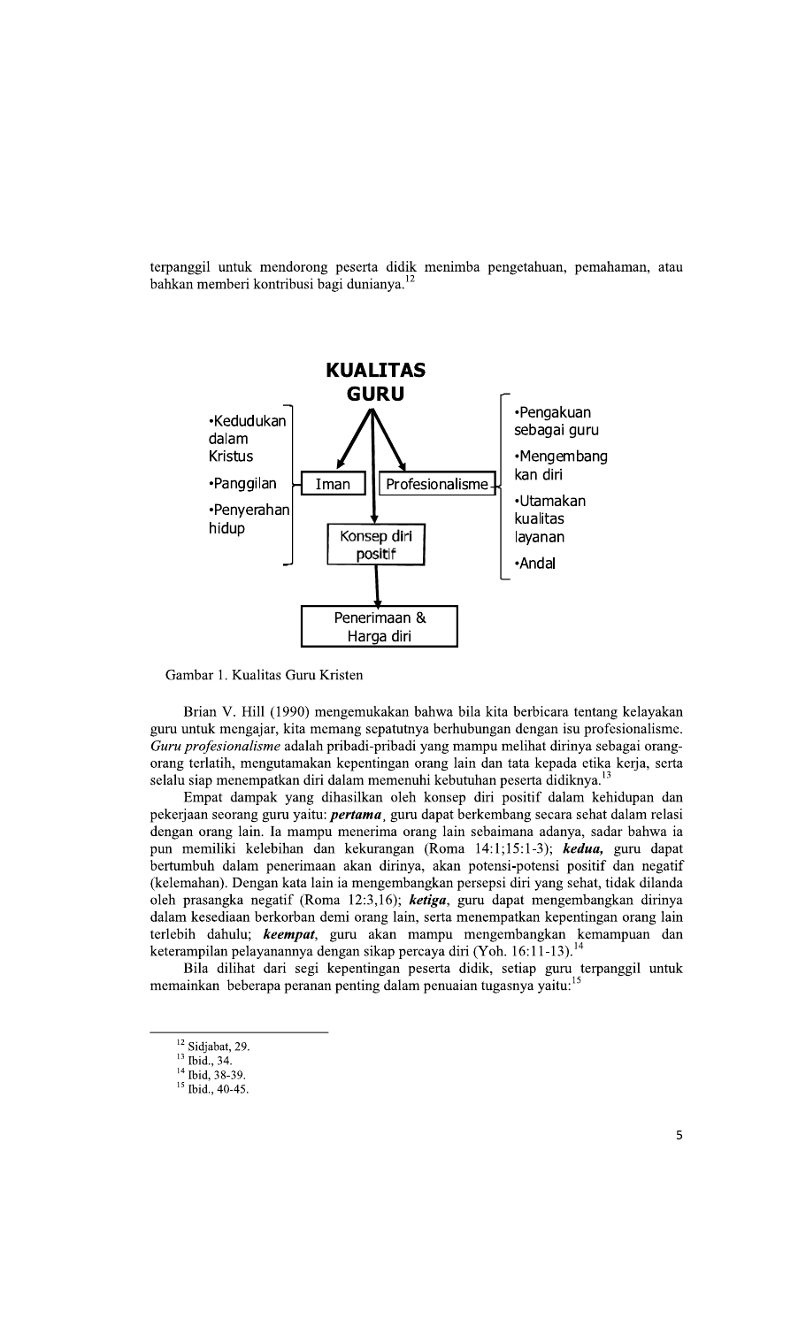terpanggil untuk mendorong peserta didik menimba pengetahuan, pemahaman, atau bahkan memberi kontribusi bagi dunianya.[12]

**KUALITAS GURU**

- Kedudukan dalam Kristus
- Panggilan
- Penyerahan hidup

Iman | Profesionalisme

- Pengakuan sebagai guru
- Mengembangkan diri
- Utamakan kualitas layanan
- Andal

Konsep diri positif

Penerimaan & Harga diri

Gambar 1. Kualitas Guru Kristen

Brian V. Hill (1990) mengemukakan bahwa bila kita berbicara tentang kelayakan guru untuk mengajar, kita memang sepatutnya berhubungan dengan isu profesionalisme. *Guru profesionalisme* adalah pribadi-pribadi yang mampu melihat dirinya sebagai orang-orang terlatih, mengutamakan kepentingan orang lain dan tata kepada etika kerja, serta selalu siap menempatkan diri dalam memenuhi kebutuhan peserta didiknya.[13]

Empat dampak yang dihasilkan oleh konsep diri positif dalam kehidupan dan pekerjaan seorang guru yaitu: ***pertama*,** guru dapat berkembang secara sehat dalam relasi dengan orang lain. Ia mampu menerima orang lain sebaimana adanya, sadar bahwa ia pun memiliki kelebihan dan kekurangan (Roma 14:1;15:1-3); ***kedua,*** guru dapat bertumbuh dalam penerimaan akan dirinya, akan potensi-potensi positif dan negatif (kelemahan). Dengan kata lain ia mengembangkan persepsi diri yang sehat, tidak dilanda oleh prasangka negatif (Roma 12:3,16); ***ketiga***, guru dapat mengembangkan dirinya dalam kesediaan berkorban demi orang lain, serta menempatkan kepentingan orang lain terlebih dahulu; ***keempat***, guru akan mampu mengembangkan kemampuan dan keterampilan pelayanannya dengan sikap percaya diri (Yoh. 16:11-13).[14]

Bila dilihat dari segi kepentingan peserta didik, setiap guru terpanggil untuk memainkan beberapa peranan penting dalam penuaian tugasnya yaitu:[15]

---

[12] Sidjabat, 29.
[13] Ibid., 34.
[14] Ibid, 38-39.
[15] Ibid., 40-45.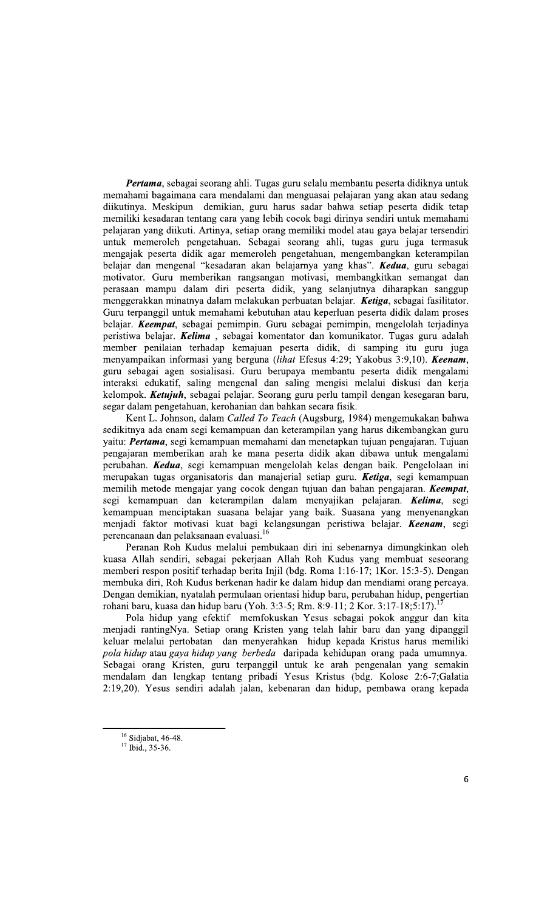***Pertama***, sebagai seorang ahli. Tugas guru selalu membantu peserta didiknya untuk memahami bagaimana cara mendalami dan menguasai pelajaran yang akan atau sedang diikutinya. Meskipun demikian, guru harus sadar bahwa setiap peserta didik tetap memiliki kesadaran tentang cara yang lebih cocok bagi dirinya sendiri untuk memahami pelajaran yang diikuti. Artinya, setiap orang memiliki model atau gaya belajar tersendiri untuk memeroleh pengetahuan. Sebagai seorang ahli, tugas guru juga termasuk mengajak peserta didik agar memeroleh pengetahuan, mengembangkan keterampilan belajar dan mengenal "kesadaran akan belajarnya yang khas". ***Kedua***, guru sebagai motivator. Guru memberikan rangsangan motivasi, membangkitkan semangat dan perasaan mampu dalam diri peserta didik, yang selanjutnya diharapkan sanggup menggerakkan minatnya dalam melakukan perbuatan belajar. ***Ketiga***, sebagai fasilitator. Guru terpanggil untuk memahami kebutuhan atau keperluan peserta didik dalam proses belajar. ***Keempat***, sebagai pemimpin. Guru sebagai pemimpin, mengelolah terjadinya peristiwa belajar. ***Kelima*** , sebagai komentator dan komunikator. Tugas guru adalah member penilaian terhadap kemajuan peserta didik, di samping itu guru juga menyampaikan informasi yang berguna (*lihat* Efesus 4:29; Yakobus 3:9,10). ***Keenam***, guru sebagai agen sosialisasi. Guru berupaya membantu peserta didik mengalami interaksi edukatif, saling mengenal dan saling mengisi melalui diskusi dan kerja kelompok. ***Ketujuh***, sebagai pelajar. Seorang guru perlu tampil dengan kesegaran baru, segar dalam pengetahuan, kerohanian dan bahkan secara fisik.

Kent L. Johnson, dalam *Called To Teach* (Augsburg, 1984) mengemukakan bahwa sedikitnya ada enam segi kemampuan dan keterampilan yang harus dikembangkan guru yaitu: ***Pertama***, segi kemampuan memahami dan menetapkan tujuan pengajaran. Tujuan pengajaran memberikan arah ke mana peserta didik akan dibawa untuk mengalami perubahan. ***Kedua***, segi kemampuan mengelolah kelas dengan baik. Pengelolaan ini merupakan tugas organisatoris dan manajerial setiap guru. ***Ketiga***, segi kemampuan memilih metode mengajar yang cocok dengan tujuan dan bahan pengajaran. ***Keempat***, segi kemampuan dan keterampilan dalam menyajikan pelajaran. ***Kelima***, segi kemampuan menciptakan suasana belajar yang baik. Suasana yang menyenangkan menjadi faktor motivasi kuat bagi kelangsungan peristiwa belajar. ***Keenam***, segi perencanaan dan pelaksanaan evaluasi.[16]

Peranan Roh Kudus melalui pembukaan diri ini sebenarnya dimungkinkan oleh kuasa Allah sendiri, sebagai pekerjaan Allah Roh Kudus yang membuat seseorang memberi respon positif terhadap berita Injil (bdg. Roma 1:16-17; 1Kor. 15:3-5). Dengan membuka diri, Roh Kudus berkenan hadir ke dalam hidup dan mendiami orang percaya. Dengan demikian, nyatalah permulaan orientasi hidup baru, perubahan hidup, pengertian rohani baru, kuasa dan hidup baru (Yoh. 3:3-5; Rm. 8:9-11; 2 Kor. 3:17-18;5:17).[17]

Pola hidup yang efektif memfokuskan Yesus sebagai pokok anggur dan kita menjadi rantingNya. Setiap orang Kristen yang telah lahir baru dan yang dipanggil keluar melalui pertobatan dan menyerahkan hidup kepada Kristus harus memiliki *pola hidup* atau *gaya hidup yang berbeda* daripada kehidupan orang pada umumnya. Sebagai orang Kristen, guru terpanggil untuk ke arah pengenalan yang semakin mendalam dan lengkap tentang pribadi Yesus Kristus (bdg. Kolose 2:6-7;Galatia 2:19,20). Yesus sendiri adalah jalan, kebenaran dan hidup, pembawa orang kepada

---

[16] Sidjabat, 46-48.

[17] Ibid., 35-36.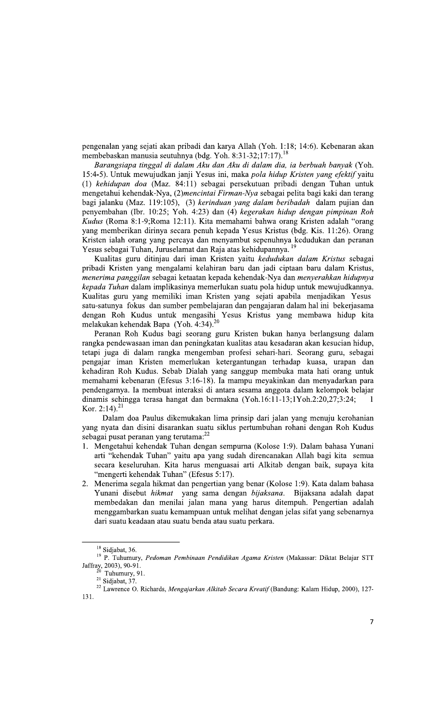pengenalan yang sejati akan pribadi dan karya Allah (Yoh. 1:18; 14:6). Kebenaran akan membebaskan manusia seutuhnya (bdg. Yoh. 8:31-32;17:17).[18]

*Barangsiapa tinggal di dalam Aku dan Aku di dalam dia, ia berbuah banyak* (Yoh. 15:4-5). Untuk mewujudkan janji Yesus ini, maka *pola hidup Kristen yang efektif* yaitu (1) *kehidupan doa* (Maz. 84:11) sebagai persekutuan pribadi dengan Tuhan untuk mengetahui kehendak-Nya, (2)*mencintai Firman-Nya* sebagai pelita bagi kaki dan terang bagi jalanku (Maz. 119:105), (3) *kerinduan yang dalam beribadah* dalam pujian dan penyembahan (Ibr. 10:25; Yoh. 4:23) dan (4) *kegerakan hidup dengan pimpinan Roh Kudus* (Roma 8:1-9;Roma 12:11). Kita memahami bahwa orang Kristen adalah "orang yang memberikan dirinya secara penuh kepada Yesus Kristus (bdg. Kis. 11:26). Orang Kristen ialah orang yang percaya dan menyambut sepenuhnya kedudukan dan peranan Yesus sebagai Tuhan, Juruselamat dan Raja atas kehidupannya.[19]

Kualitas guru ditinjau dari iman Kristen yaitu *kedudukan dalam Kristus* sebagai pribadi Kristen yang mengalami kelahiran baru dan jadi ciptaan baru dalam Kristus, *menerima panggilan* sebagai ketaatan kepada kehendak-Nya dan *menyerahkan hidupnya kepada Tuhan* dalam implikasinya memerlukan suatu pola hidup untuk mewujudkannya. Kualitas guru yang memiliki iman Kristen yang sejati apabila menjadikan Yesus satu-satunya fokus dan sumber pembelajaran dan pengajaran dalam hal ini bekerjasama dengan Roh Kudus untuk mengasihi Yesus Kristus yang membawa hidup kita melakukan kehendak Bapa (Yoh. 4:34).[20]

Peranan Roh Kudus bagi seorang guru Kristen bukan hanya berlangsung dalam rangka pendewasaan iman dan peningkatan kualitas atau kesadaran akan kesucian hidup, tetapi juga di dalam rangka mengemban profesi sehari-hari. Seorang guru, sebagai pengajar iman Kristen memerlukan ketergantungan terhadap kuasa, urapan dan kehadiran Roh Kudus. Sebab Dialah yang sanggup membuka mata hati orang untuk memahami kebenaran (Efesus 3:16-18). Ia mampu meyakinkan dan menyadarkan para pendengarnya. Ia membuat interaksi di antara sesama anggota dalam kelompok belajar dinamis sehingga terasa hangat dan bermakna (Yoh.16:11-13;1Yoh.2:20,27;3:24; 1 Kor. 2:14).[21]

Dalam doa Paulus dikemukakan lima prinsip dari jalan yang menuju kerohanian yang nyata dan disini disarankan suatu siklus pertumbuhan rohani dengan Roh Kudus sebagai pusat peranan yang terutama:[22]

1. Mengetahui kehendak Tuhan dengan sempurna (Kolose 1:9). Dalam bahasa Yunani arti "kehendak Tuhan" yaitu apa yang sudah direncanakan Allah bagi kita semua secara keseluruhan. Kita harus menguasai arti Alkitab dengan baik, supaya kita "mengerti kehendak Tuhan" (Efesus 5:17).
2. Menerima segala hikmat dan pengertian yang benar (Kolose 1:9). Kata dalam bahasa Yunani disebut *hikmat* yang sama dengan *bijaksana*. Bijaksana adalah dapat membedakan dan menilai jalan mana yang harus ditempuh. Pengertian adalah menggambarkan suatu kemampuan untuk melihat dengan jelas sifat yang sebenarnya dari suatu keadaan atau suatu benda atau suatu perkara.

---

[18] Sidjabat, 36.

[19] P. Tuhumury, *Pedoman Pembinaan Pendidikan Agama Kristen* (Makassar: Diktat Belajar STT Jaffray, 2003), 90-91.

[20] Tuhumury, 91.

[21] Sidjabat, 37.

[22] Lawrence O. Richards, *Mengajarkan Alkitab Secara Kreatif* (Bandung: Kalam Hidup, 2000), 127-131.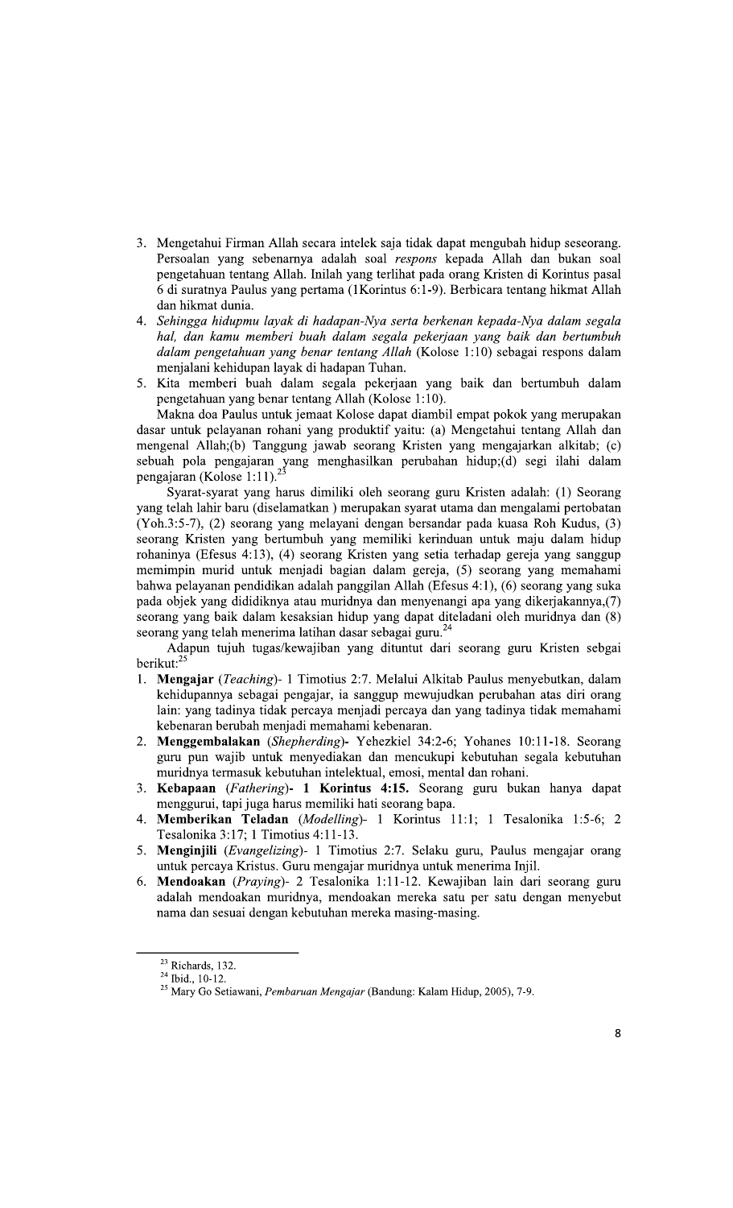3. Mengetahui Firman Allah secara intelek saja tidak dapat mengubah hidup seseorang. Persoalan yang sebenarnya adalah soal *respons* kepada Allah dan bukan soal pengetahuan tentang Allah. Inilah yang terlihat pada orang Kristen di Korintus pasal 6 di suratnya Paulus yang pertama (1Korintus 6:1-9). Berbicara tentang hikmat Allah dan hikmat dunia.
4. *Sehingga hidupmu layak di hadapan-Nya serta berkenan kepada-Nya dalam segala hal, dan kamu memberi buah dalam segala pekerjaan yang baik dan bertumbuh dalam pengetahuan yang benar tentang Allah* (Kolose 1:10) sebagai respons dalam menjalani kehidupan layak di hadapan Tuhan.
5. Kita memberi buah dalam segala pekerjaan yang baik dan bertumbuh dalam pengetahuan yang benar tentang Allah (Kolose 1:10).

Makna doa Paulus untuk jemaat Kolose dapat diambil empat pokok yang merupakan dasar untuk pelayanan rohani yang produktif yaitu: (a) Mengetahui tentang Allah dan mengenal Allah;(b) Tanggung jawab seorang Kristen yang mengajarkan alkitab; (c) sebuah pola pengajaran yang menghasilkan perubahan hidup;(d) segi ilahi dalam pengajaran (Kolose 1:11).[23]

Syarat-syarat yang harus dimiliki oleh seorang guru Kristen adalah: (1) Seorang yang telah lahir baru (diselamatkan ) merupakan syarat utama dan mengalami pertobatan (Yoh.3:5-7), (2) seorang yang melayani dengan bersandar pada kuasa Roh Kudus, (3) seorang Kristen yang bertumbuh yang memiliki kerinduan untuk maju dalam hidup rohaninya (Efesus 4:13), (4) seorang Kristen yang setia terhadap gereja yang sanggup memimpin murid untuk menjadi bagian dalam gereja, (5) seorang yang memahami bahwa pelayanan pendidikan adalah panggilan Allah (Efesus 4:1), (6) seorang yang suka pada objek yang dididiknya atau muridnya dan menyenangi apa yang dikerjakannya,(7) seorang yang baik dalam kesaksian hidup yang dapat diteladani oleh muridnya dan (8) seorang yang telah menerima latihan dasar sebagai guru.[24]

Adapun tujuh tugas/kewajiban yang dituntut dari seorang guru Kristen sebgai berikut:[25]

1. **Mengajar** (*Teaching*)- 1 Timotius 2:7. Melalui Alkitab Paulus menyebutkan, dalam kehidupannya sebagai pengajar, ia sanggup mewujudkan perubahan atas diri orang lain: yang tadinya tidak percaya menjadi percaya dan yang tadinya tidak memahami kebenaran berubah menjadi memahami kebenaran.
2. **Menggembalakan** (*Shepherding*)**-** Yehezkiel 34:2-6; Yohanes 10:11-18. Seorang guru pun wajib untuk menyediakan dan mencukupi kebutuhan segala kebutuhan muridnya termasuk kebutuhan intelektual, emosi, mental dan rohani.
3. **Kebapaan** (*Fathering*)**- 1 Korintus 4:15.** Seorang guru bukan hanya dapat menggurui, tapi juga harus memiliki hati seorang bapa.
4. **Memberikan Teladan** (*Modelling*)- 1 Korintus 11:1; 1 Tesalonika 1:5-6; 2 Tesalonika 3:17; 1 Timotius 4:11-13.
5. **Menginjili** (*Evangelizing*)- 1 Timotius 2:7. Selaku guru, Paulus mengajar orang untuk percaya Kristus. Guru mengajar muridnya untuk menerima Injil.
6. **Mendoakan** (*Praying*)- 2 Tesalonika 1:11-12. Kewajiban lain dari seorang guru adalah mendoakan muridnya, mendoakan mereka satu per satu dengan menyebut nama dan sesuai dengan kebutuhan mereka masing-masing.

---

[23] Richards, 132.

[24] Ibid., 10-12.

[25] Mary Go Setiawani, *Pembaruan Mengajar* (Bandung: Kalam Hidup, 2005), 7-9.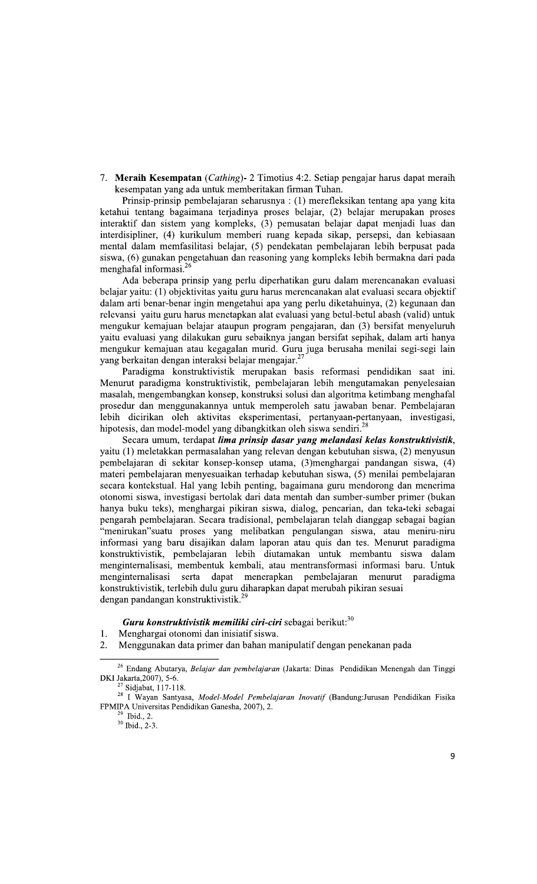7. **Meraih Kesempatan** (*Cathing*)- 2 Timotius 4:2. Setiap pengajar harus dapat meraih kesempatan yang ada untuk memberitakan firman Tuhan.

Prinsip-prinsip pembelajaran seharusnya : (1) merefleksikan tentang apa yang kita ketahui tentang bagaimana terjadinya proses belajar, (2) belajar merupakan proses interaktif dan sistem yang kompleks, (3) pemusatan belajar dapat menjadi luas dan interdisipliner, (4) kurikulum memberi ruang kepada sikap, persepsi, dan kebiasaan mental dalam memfasilitasi belajar, (5) pendekatan pembelajaran lebih berpusat pada siswa, (6) gunakan pengetahuan dan reasoning yang kompleks lebih bermakna dari pada menghafal informasi.[26]

Ada beberapa prinsip yang perlu diperhatikan guru dalam merencanakan evaluasi belajar yaitu: (1) objektivitas yaitu guru harus merencanakan alat evaluasi secara objektif dalam arti benar-benar ingin mengetahui apa yang perlu diketahuinya, (2) kegunaan dan relevansi yaitu guru harus menetapkan alat evaluasi yang betul-betul abash (valid) untuk mengukur kemajuan belajar ataupun program pengajaran, dan (3) bersifat menyeluruh yaitu evaluasi yang dilakukan guru sebaiknya jangan bersifat sepihak, dalam arti hanya mengukur kemajuan atau kegagalan murid. Guru juga berusaha menilai segi-segi lain yang berkaitan dengan interaksi belajar mengajar.[27]

Paradigma konstruktivistik merupakan basis reformasi pendidikan saat ini. Menurut paradigma konstruktivistik, pembelajaran lebih mengutamakan penyelesaian masalah, mengembangkan konsep, konstruksi solusi dan algoritma ketimbang menghafal prosedur dan menggunakannya untuk memperoleh satu jawaban benar. Pembelajaran lebih dicirikan oleh aktivitas eksperimentasi, pertanyaan-pertanyaan, investigasi, hipotesis, dan model-model yang dibangkitkan oleh siswa sendiri.[28]

Secara umum, terdapat ***lima prinsip dasar yang melandasi kelas konstruktivistik***, yaitu (1) meletakkan permasalahan yang relevan dengan kebutuhan siswa, (2) menyusun pembelajaran di sekitar konsep-konsep utama, (3)menghargai pandangan siswa, (4) materi pembelajaran menyesuaikan terhadap kebutuhan siswa, (5) menilai pembelajaran secara kontekstual. Hal yang lebih penting, bagaimana guru mendorong dan menerima otonomi siswa, investigasi bertolak dari data mentah dan sumber-sumber primer (bukan hanya buku teks), menghargai pikiran siswa, dialog, pencarian, dan teka-teki sebagai pengarah pembelajaran. Secara tradisional, pembelajaran telah dianggap sebagai bagian "menirukan"suatu proses yang melibatkan pengulangan siswa, atau meniru-niru informasi yang baru disajikan dalam laporan atau quis dan tes. Menurut paradigma konstruktivistik, pembelajaran lebih diutamakan untuk membantu siswa dalam menginternalisasi, membentuk kembali, atau mentransformasi informasi baru. Untuk menginternalisasi serta dapat menerapkan pembelajaran menurut paradigma konstruktivistik, terlebih dulu guru diharapkan dapat merubah pikiran sesuai dengan pandangan konstruktivistik.[29]

***Guru konstruktivistik memiliki ciri-ciri*** sebagai berikut:[30]

1. Menghargai otonomi dan inisiatif siswa.
2. Menggunakan data primer dan bahan manipulatif dengan penekanan pada

---

[26] Endang Abutarya, *Belajar dan pembelajaran* (Jakarta: Dinas Pendidikan Menengah dan Tinggi DKI Jakarta,2007), 5-6.

[27] Sidjabat, 117-118.

[28] I Wayan Santyasa, *Model-Model Pembelajaran Inovatif* (Bandung:Jurusan Pendidikan Fisika FPMIPA Universitas Pendidikan Ganesha, 2007), 2.

[29] Ibid., 2.

[30] Ibid., 2-3.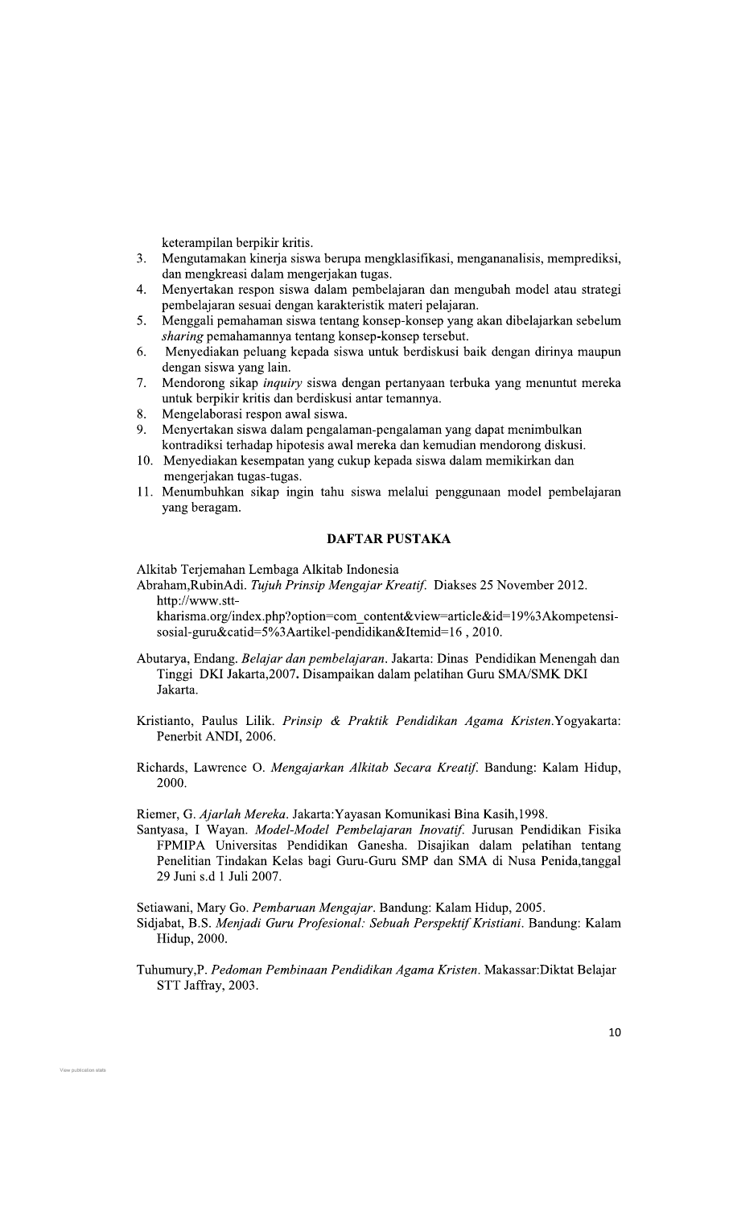keterampilan berpikir kritis.

3. Mengutamakan kinerja siswa berupa mengklasifikasi, mengananalisis, memprediksi, dan mengkreasi dalam mengerjakan tugas.
4. Menyertakan respon siswa dalam pembelajaran dan mengubah model atau strategi pembelajaran sesuai dengan karakteristik materi pelajaran.
5. Menggali pemahaman siswa tentang konsep-konsep yang akan dibelajarkan sebelum *sharing* pemahamannya tentang konsep-konsep tersebut.
6. Menyediakan peluang kepada siswa untuk berdiskusi baik dengan dirinya maupun dengan siswa yang lain.
7. Mendorong sikap *inquiry* siswa dengan pertanyaan terbuka yang menuntut mereka untuk berpikir kritis dan berdiskusi antar temannya.
8. Mengelaborasi respon awal siswa.
9. Menyertakan siswa dalam pengalaman-pengalaman yang dapat menimbulkan kontradiksi terhadap hipotesis awal mereka dan kemudian mendorong diskusi.
10. Menyediakan kesempatan yang cukup kepada siswa dalam memikirkan dan mengerjakan tugas-tugas.
11. Menumbuhkan sikap ingin tahu siswa melalui penggunaan model pembelajaran yang beragam.

## DAFTAR PUSTAKA

Alkitab Terjemahan Lembaga Alkitab Indonesia

Abraham,RubinAdi. *Tujuh Prinsip Mengajar Kreatif.* Diakses 25 November 2012. http://www.stt-kharisma.org/index.php?option=com_content&view=article&id=19%3Akompetensi-sosial-guru&catid=5%3Aartikel-pendidikan&Itemid=16 , 2010.

Abutarya, Endang. *Belajar dan pembelajaran*. Jakarta: Dinas Pendidikan Menengah dan Tinggi DKI Jakarta,2007. Disampaikan dalam pelatihan Guru SMA/SMK DKI Jakarta.

Kristianto, Paulus Lilik. *Prinsip & Praktik Pendidikan Agama Kristen*.Yogyakarta: Penerbit ANDI, 2006.

Richards, Lawrence O. *Mengajarkan Alkitab Secara Kreatif.* Bandung: Kalam Hidup, 2000.

Riemer, G. *Ajarlah Mereka*. Jakarta:Yayasan Komunikasi Bina Kasih,1998.

Santyasa, I Wayan. *Model-Model Pembelajaran Inovatif.* Jurusan Pendidikan Fisika FPMIPA Universitas Pendidikan Ganesha. Disajikan dalam pelatihan tentang Penelitian Tindakan Kelas bagi Guru-Guru SMP dan SMA di Nusa Penida,tanggal 29 Juni s.d 1 Juli 2007.

Setiawani, Mary Go. *Pembaruan Mengajar*. Bandung: Kalam Hidup, 2005.

Sidjabat, B.S. *Menjadi Guru Profesional: Sebuah Perspektif Kristiani*. Bandung: Kalam Hidup, 2000.

Tuhumury,P. *Pedoman Pembinaan Pendidikan Agama Kristen*. Makassar:Diktat Belajar STT Jaffray, 2003.